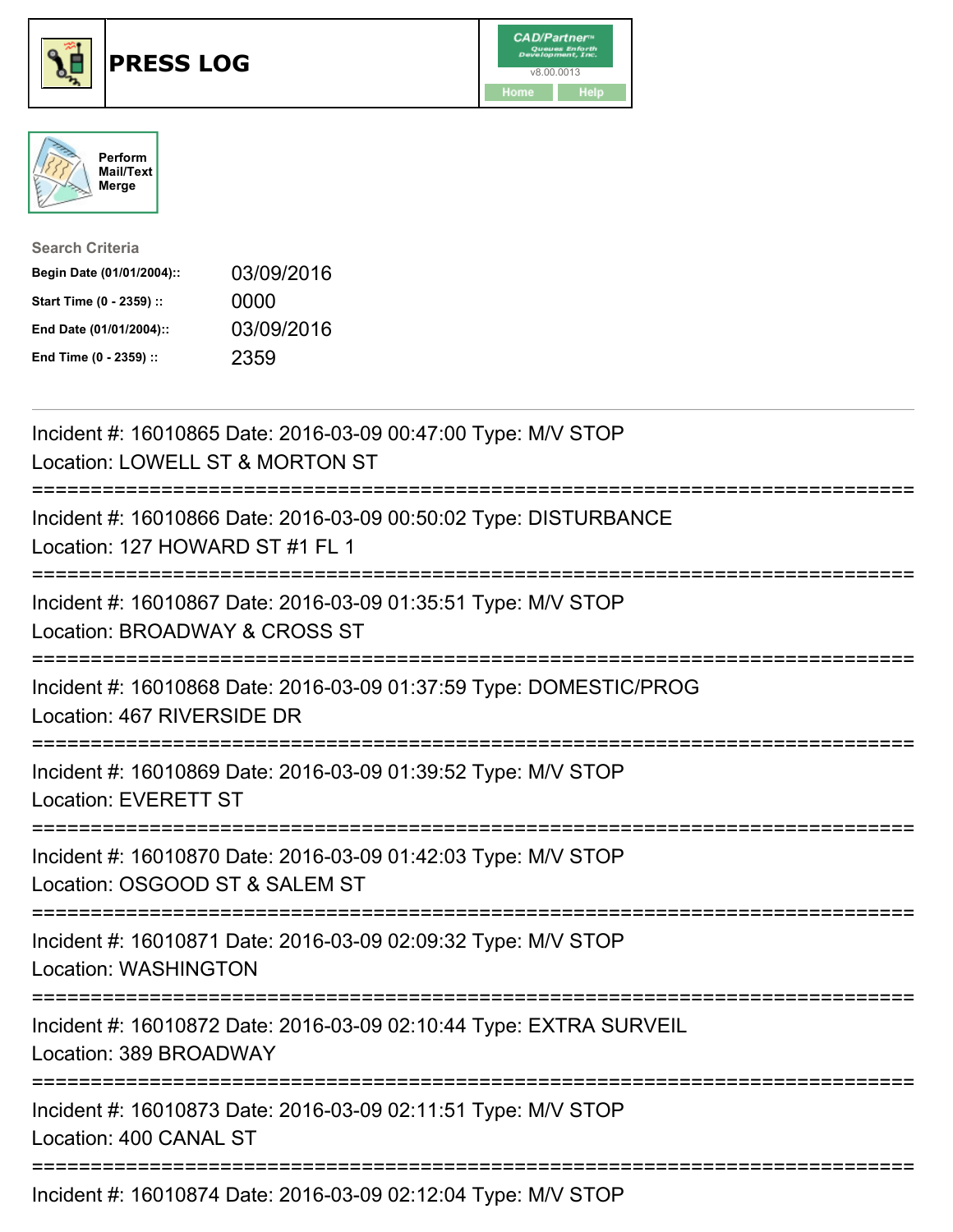# PRESS LOG

CAD/Partner
v8.00.0013
Home Help

Perform Mail/Text Merge

**Search Criteria**

| | |
|---|---|
| **Begin Date (01/01/2004)::** | 03/09/2016 |
| **Start Time (0 - 2359) ::** | 0000 |
| **End Date (01/01/2004)::** | 03/09/2016 |
| **End Time (0 - 2359) ::** | 2359 |

---

Incident #: 16010865 Date: 2016-03-09 00:47:00 Type: M/V STOP
Location: LOWELL ST & MORTON ST

===========================================================================

Incident #: 16010866 Date: 2016-03-09 00:50:02 Type: DISTURBANCE
Location: 127 HOWARD ST #1 FL 1

===========================================================================

Incident #: 16010867 Date: 2016-03-09 01:35:51 Type: M/V STOP
Location: BROADWAY & CROSS ST

===========================================================================

Incident #: 16010868 Date: 2016-03-09 01:37:59 Type: DOMESTIC/PROG
Location: 467 RIVERSIDE DR

===========================================================================

Incident #: 16010869 Date: 2016-03-09 01:39:52 Type: M/V STOP
Location: EVERETT ST

===========================================================================

Incident #: 16010870 Date: 2016-03-09 01:42:03 Type: M/V STOP
Location: OSGOOD ST & SALEM ST

===========================================================================

Incident #: 16010871 Date: 2016-03-09 02:09:32 Type: M/V STOP
Location: WASHINGTON

===========================================================================

Incident #: 16010872 Date: 2016-03-09 02:10:44 Type: EXTRA SURVEIL
Location: 389 BROADWAY

===========================================================================

Incident #: 16010873 Date: 2016-03-09 02:11:51 Type: M/V STOP
Location: 400 CANAL ST

===========================================================================

Incident #: 16010874 Date: 2016-03-09 02:12:04 Type: M/V STOP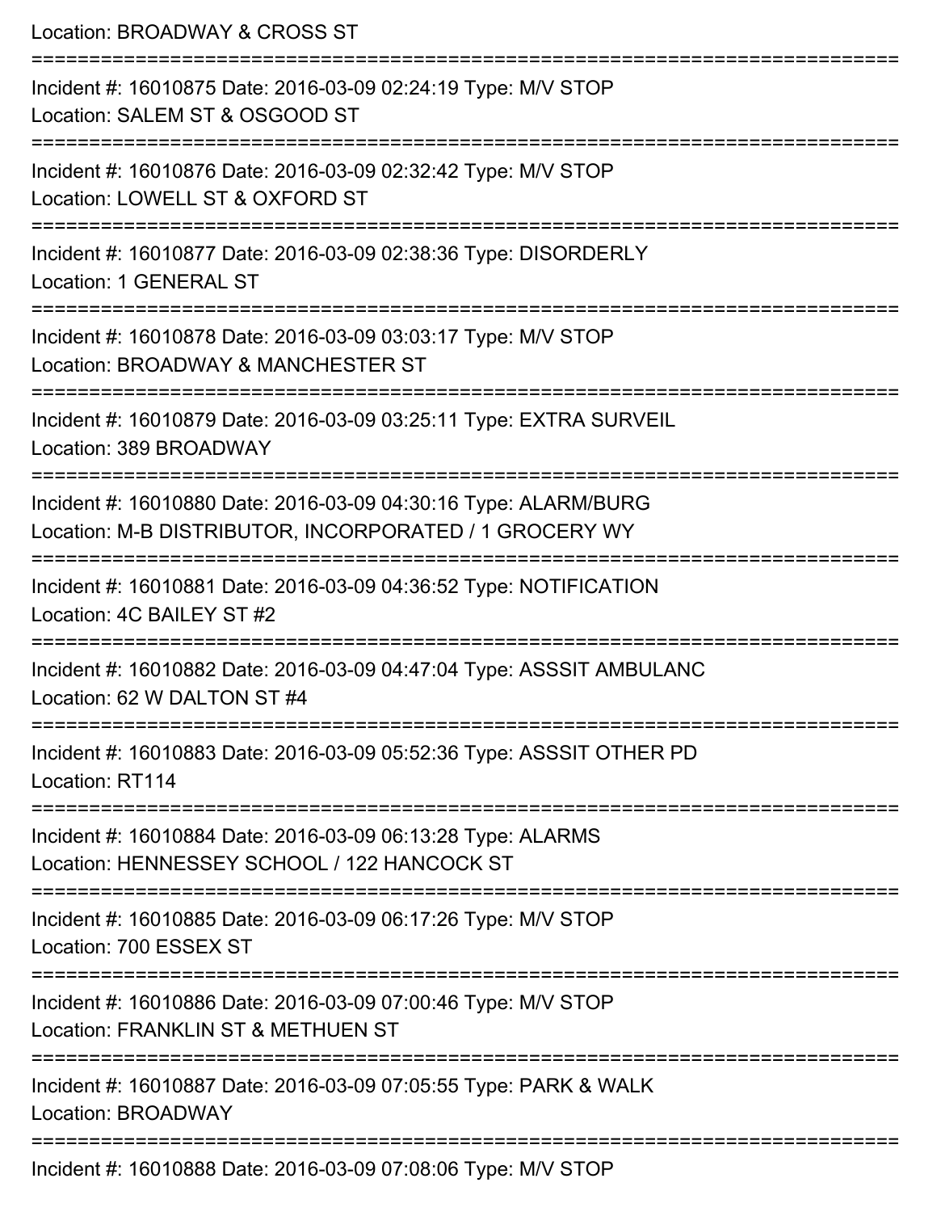Location: BROADWAY & CROSS ST

===========================================================================

Incident #: 16010875 Date: 2016-03-09 02:24:19 Type: M/V STOP

Location: SALEM ST & OSGOOD ST

===========================================================================

Incident #: 16010876 Date: 2016-03-09 02:32:42 Type: M/V STOP

Location: LOWELL ST & OXFORD ST

===========================================================================

Incident #: 16010877 Date: 2016-03-09 02:38:36 Type: DISORDERLY

Location: 1 GENERAL ST

===========================================================================

Incident #: 16010878 Date: 2016-03-09 03:03:17 Type: M/V STOP

Location: BROADWAY & MANCHESTER ST

===========================================================================

Incident #: 16010879 Date: 2016-03-09 03:25:11 Type: EXTRA SURVEIL

Location: 389 BROADWAY

===========================================================================

Incident #: 16010880 Date: 2016-03-09 04:30:16 Type: ALARM/BURG

Location: M-B DISTRIBUTOR, INCORPORATED / 1 GROCERY WY

===========================================================================

Incident #: 16010881 Date: 2016-03-09 04:36:52 Type: NOTIFICATION

Location: 4C BAILEY ST #2

===========================================================================

Incident #: 16010882 Date: 2016-03-09 04:47:04 Type: ASSSIT AMBULANC

Location: 62 W DALTON ST #4

===========================================================================

Incident #: 16010883 Date: 2016-03-09 05:52:36 Type: ASSSIT OTHER PD

Location: RT114

===========================================================================

Incident #: 16010884 Date: 2016-03-09 06:13:28 Type: ALARMS

Location: HENNESSEY SCHOOL / 122 HANCOCK ST

===========================================================================

Incident #: 16010885 Date: 2016-03-09 06:17:26 Type: M/V STOP

Location: 700 ESSEX ST

===========================================================================

Incident #: 16010886 Date: 2016-03-09 07:00:46 Type: M/V STOP

Location: FRANKLIN ST & METHUEN ST

===========================================================================

Incident #: 16010887 Date: 2016-03-09 07:05:55 Type: PARK & WALK

Location: BROADWAY

===========================================================================

Incident #: 16010888 Date: 2016-03-09 07:08:06 Type: M/V STOP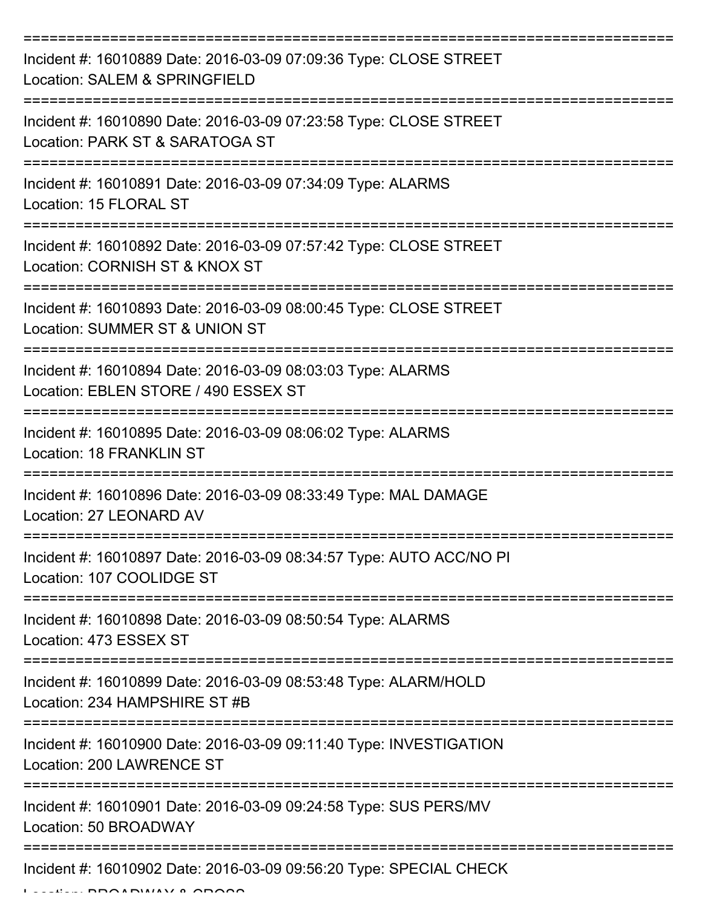===========================================================================

Incident #: 16010889 Date: 2016-03-09 07:09:36 Type: CLOSE STREET
Location: SALEM & SPRINGFIELD

===========================================================================

Incident #: 16010890 Date: 2016-03-09 07:23:58 Type: CLOSE STREET
Location: PARK ST & SARATOGA ST

===========================================================================

Incident #: 16010891 Date: 2016-03-09 07:34:09 Type: ALARMS
Location: 15 FLORAL ST

===========================================================================

Incident #: 16010892 Date: 2016-03-09 07:57:42 Type: CLOSE STREET
Location: CORNISH ST & KNOX ST

===========================================================================

Incident #: 16010893 Date: 2016-03-09 08:00:45 Type: CLOSE STREET
Location: SUMMER ST & UNION ST

===========================================================================

Incident #: 16010894 Date: 2016-03-09 08:03:03 Type: ALARMS
Location: EBLEN STORE / 490 ESSEX ST

===========================================================================

Incident #: 16010895 Date: 2016-03-09 08:06:02 Type: ALARMS
Location: 18 FRANKLIN ST

===========================================================================

Incident #: 16010896 Date: 2016-03-09 08:33:49 Type: MAL DAMAGE
Location: 27 LEONARD AV

===========================================================================

Incident #: 16010897 Date: 2016-03-09 08:34:57 Type: AUTO ACC/NO PI
Location: 107 COOLIDGE ST

===========================================================================

Incident #: 16010898 Date: 2016-03-09 08:50:54 Type: ALARMS
Location: 473 ESSEX ST

===========================================================================

Incident #: 16010899 Date: 2016-03-09 08:53:48 Type: ALARM/HOLD
Location: 234 HAMPSHIRE ST #B

===========================================================================

Incident #: 16010900 Date: 2016-03-09 09:11:40 Type: INVESTIGATION
Location: 200 LAWRENCE ST

===========================================================================

Incident #: 16010901 Date: 2016-03-09 09:24:58 Type: SUS PERS/MV
Location: 50 BROADWAY

===========================================================================

Incident #: 16010902 Date: 2016-03-09 09:56:20 Type: SPECIAL CHECK
Location: BROADWAY & CROSS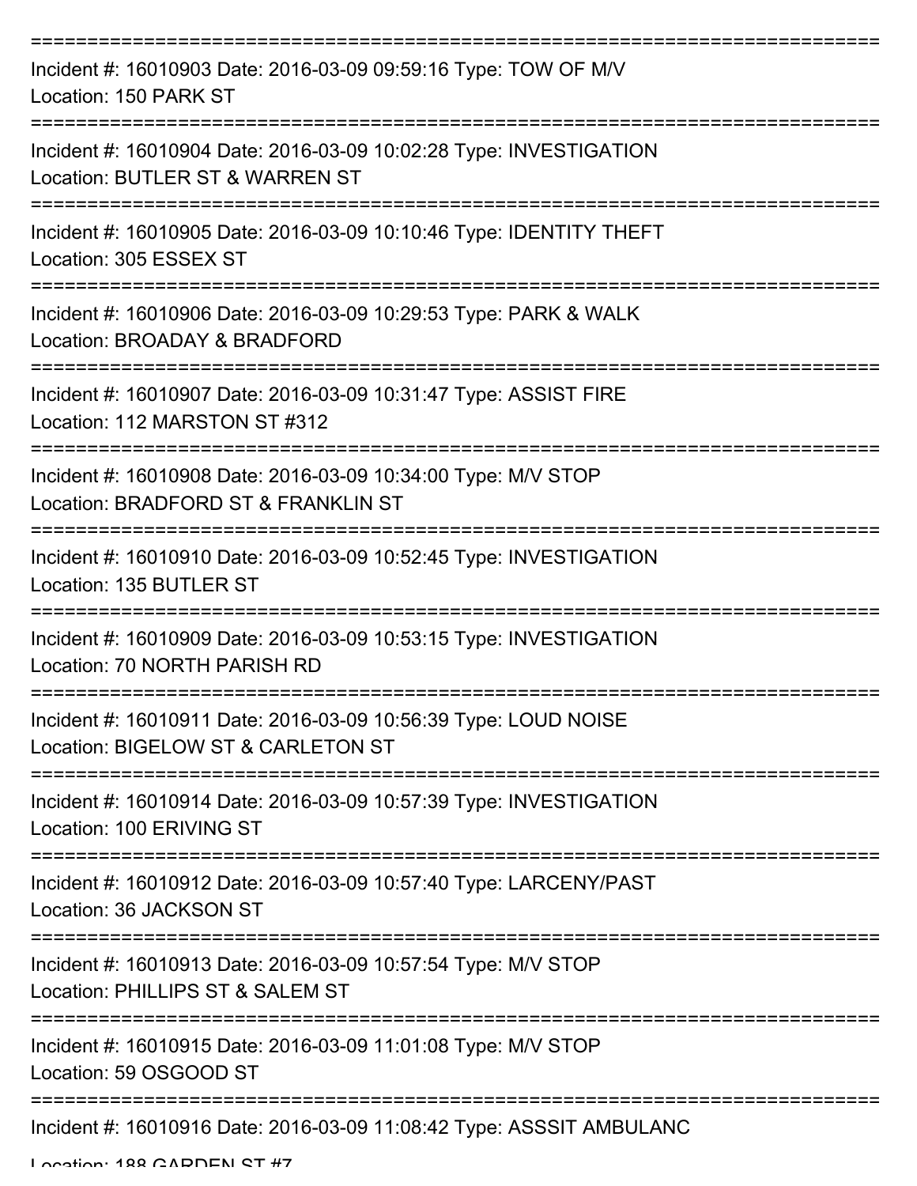===========================================================================

Incident #: 16010903 Date: 2016-03-09 09:59:16 Type: TOW OF M/V
Location: 150 PARK ST

===========================================================================

Incident #: 16010904 Date: 2016-03-09 10:02:28 Type: INVESTIGATION
Location: BUTLER ST & WARREN ST

===========================================================================

Incident #: 16010905 Date: 2016-03-09 10:10:46 Type: IDENTITY THEFT
Location: 305 ESSEX ST

===========================================================================

Incident #: 16010906 Date: 2016-03-09 10:29:53 Type: PARK & WALK
Location: BROADAY & BRADFORD

===========================================================================

Incident #: 16010907 Date: 2016-03-09 10:31:47 Type: ASSIST FIRE
Location: 112 MARSTON ST #312

===========================================================================

Incident #: 16010908 Date: 2016-03-09 10:34:00 Type: M/V STOP
Location: BRADFORD ST & FRANKLIN ST

===========================================================================

Incident #: 16010910 Date: 2016-03-09 10:52:45 Type: INVESTIGATION
Location: 135 BUTLER ST

===========================================================================

Incident #: 16010909 Date: 2016-03-09 10:53:15 Type: INVESTIGATION
Location: 70 NORTH PARISH RD

===========================================================================

Incident #: 16010911 Date: 2016-03-09 10:56:39 Type: LOUD NOISE
Location: BIGELOW ST & CARLETON ST

===========================================================================

Incident #: 16010914 Date: 2016-03-09 10:57:39 Type: INVESTIGATION
Location: 100 ERIVING ST

===========================================================================

Incident #: 16010912 Date: 2016-03-09 10:57:40 Type: LARCENY/PAST
Location: 36 JACKSON ST

===========================================================================

Incident #: 16010913 Date: 2016-03-09 10:57:54 Type: M/V STOP
Location: PHILLIPS ST & SALEM ST

===========================================================================

Incident #: 16010915 Date: 2016-03-09 11:01:08 Type: M/V STOP
Location: 59 OSGOOD ST

===========================================================================

Incident #: 16010916 Date: 2016-03-09 11:08:42 Type: ASSSIT AMBULANC
Location: 188 GARDEN ST #7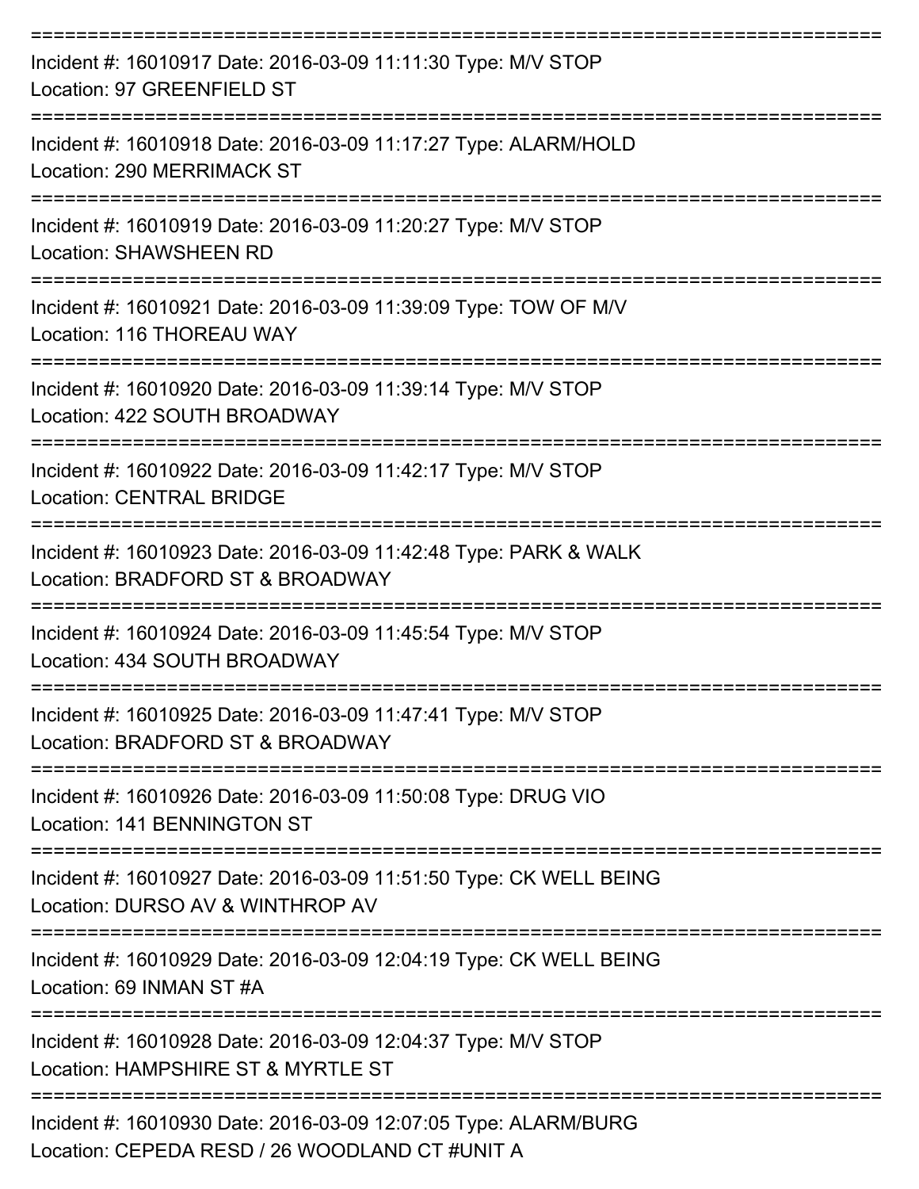===========================================================================

Incident #: 16010917 Date: 2016-03-09 11:11:30 Type: M/V STOP
Location: 97 GREENFIELD ST

===========================================================================

Incident #: 16010918 Date: 2016-03-09 11:17:27 Type: ALARM/HOLD
Location: 290 MERRIMACK ST

===========================================================================

Incident #: 16010919 Date: 2016-03-09 11:20:27 Type: M/V STOP
Location: SHAWSHEEN RD

===========================================================================

Incident #: 16010921 Date: 2016-03-09 11:39:09 Type: TOW OF M/V
Location: 116 THOREAU WAY

===========================================================================

Incident #: 16010920 Date: 2016-03-09 11:39:14 Type: M/V STOP
Location: 422 SOUTH BROADWAY

===========================================================================

Incident #: 16010922 Date: 2016-03-09 11:42:17 Type: M/V STOP
Location: CENTRAL BRIDGE

===========================================================================

Incident #: 16010923 Date: 2016-03-09 11:42:48 Type: PARK & WALK
Location: BRADFORD ST & BROADWAY

===========================================================================

Incident #: 16010924 Date: 2016-03-09 11:45:54 Type: M/V STOP
Location: 434 SOUTH BROADWAY

===========================================================================

Incident #: 16010925 Date: 2016-03-09 11:47:41 Type: M/V STOP
Location: BRADFORD ST & BROADWAY

===========================================================================

Incident #: 16010926 Date: 2016-03-09 11:50:08 Type: DRUG VIO
Location: 141 BENNINGTON ST

===========================================================================

Incident #: 16010927 Date: 2016-03-09 11:51:50 Type: CK WELL BEING
Location: DURSO AV & WINTHROP AV

===========================================================================

Incident #: 16010929 Date: 2016-03-09 12:04:19 Type: CK WELL BEING
Location: 69 INMAN ST #A

===========================================================================

Incident #: 16010928 Date: 2016-03-09 12:04:37 Type: M/V STOP
Location: HAMPSHIRE ST & MYRTLE ST

===========================================================================

Incident #: 16010930 Date: 2016-03-09 12:07:05 Type: ALARM/BURG
Location: CEPEDA RESD / 26 WOODLAND CT #UNIT A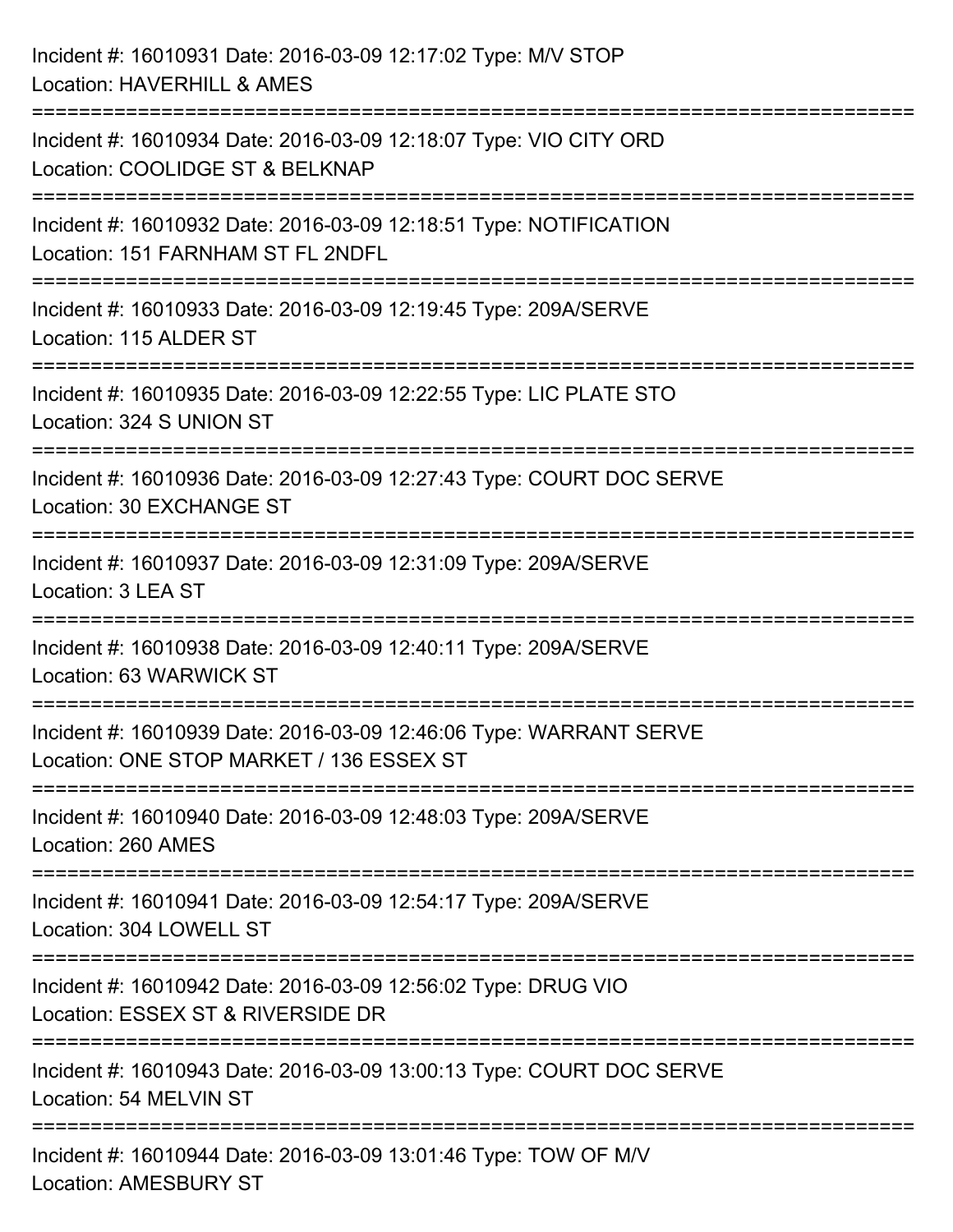Incident #: 16010931 Date: 2016-03-09 12:17:02 Type: M/V STOP
Location: HAVERHILL & AMES

===========================================================================

Incident #: 16010934 Date: 2016-03-09 12:18:07 Type: VIO CITY ORD
Location: COOLIDGE ST & BELKNAP

===========================================================================

Incident #: 16010932 Date: 2016-03-09 12:18:51 Type: NOTIFICATION
Location: 151 FARNHAM ST FL 2NDFL

===========================================================================

Incident #: 16010933 Date: 2016-03-09 12:19:45 Type: 209A/SERVE
Location: 115 ALDER ST

===========================================================================

Incident #: 16010935 Date: 2016-03-09 12:22:55 Type: LIC PLATE STO
Location: 324 S UNION ST

===========================================================================

Incident #: 16010936 Date: 2016-03-09 12:27:43 Type: COURT DOC SERVE
Location: 30 EXCHANGE ST

===========================================================================

Incident #: 16010937 Date: 2016-03-09 12:31:09 Type: 209A/SERVE
Location: 3 LEA ST

===========================================================================

Incident #: 16010938 Date: 2016-03-09 12:40:11 Type: 209A/SERVE
Location: 63 WARWICK ST

===========================================================================

Incident #: 16010939 Date: 2016-03-09 12:46:06 Type: WARRANT SERVE
Location: ONE STOP MARKET / 136 ESSEX ST

===========================================================================

Incident #: 16010940 Date: 2016-03-09 12:48:03 Type: 209A/SERVE
Location: 260 AMES

===========================================================================

Incident #: 16010941 Date: 2016-03-09 12:54:17 Type: 209A/SERVE
Location: 304 LOWELL ST

===========================================================================

Incident #: 16010942 Date: 2016-03-09 12:56:02 Type: DRUG VIO
Location: ESSEX ST & RIVERSIDE DR

===========================================================================

Incident #: 16010943 Date: 2016-03-09 13:00:13 Type: COURT DOC SERVE
Location: 54 MELVIN ST

===========================================================================

Incident #: 16010944 Date: 2016-03-09 13:01:46 Type: TOW OF M/V
Location: AMESBURY ST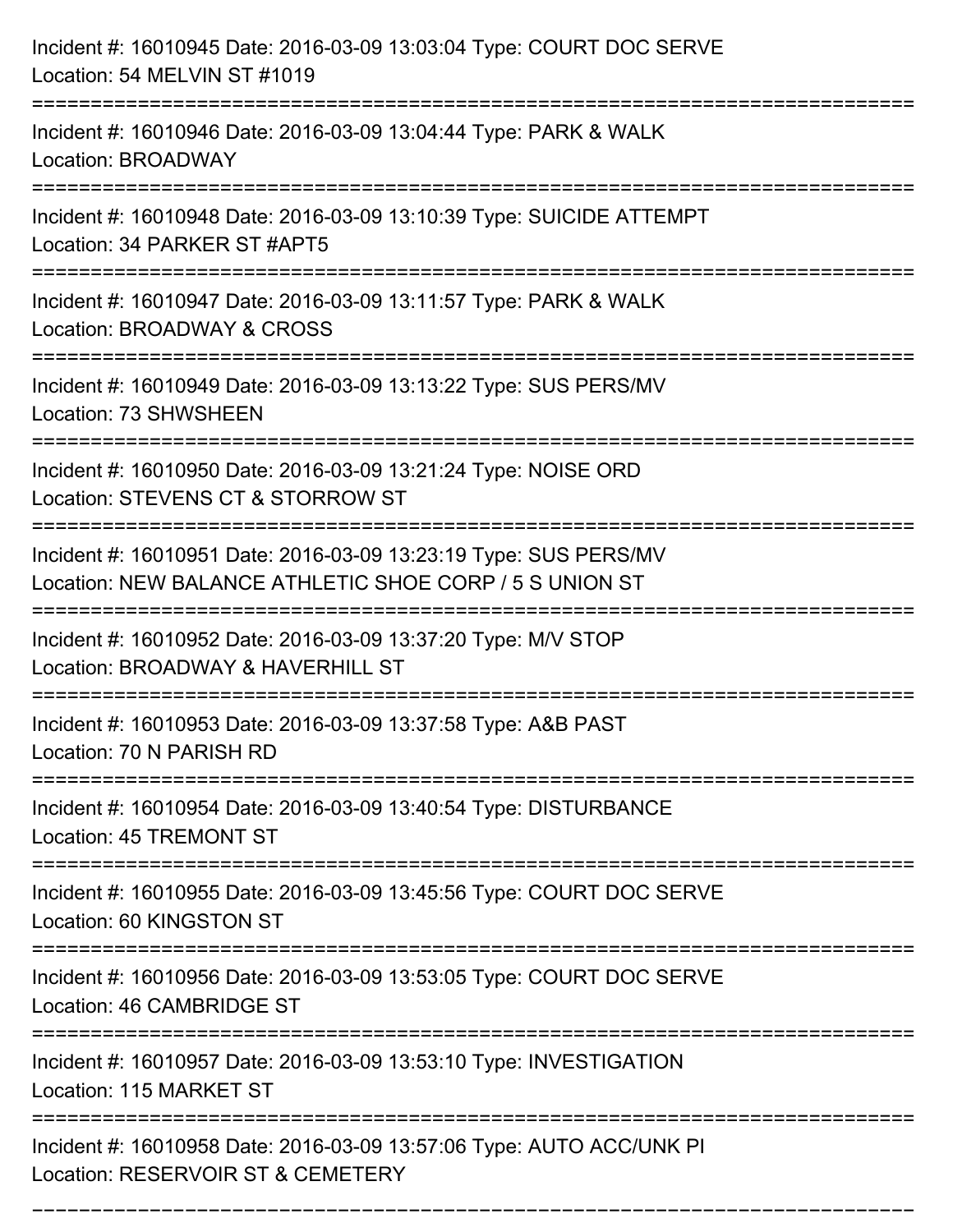Incident #: 16010945 Date: 2016-03-09 13:03:04 Type: COURT DOC SERVE
Location: 54 MELVIN ST #1019

===========================================================================

Incident #: 16010946 Date: 2016-03-09 13:04:44 Type: PARK & WALK
Location: BROADWAY

===========================================================================

Incident #: 16010948 Date: 2016-03-09 13:10:39 Type: SUICIDE ATTEMPT
Location: 34 PARKER ST #APT5

===========================================================================

Incident #: 16010947 Date: 2016-03-09 13:11:57 Type: PARK & WALK
Location: BROADWAY & CROSS

===========================================================================

Incident #: 16010949 Date: 2016-03-09 13:13:22 Type: SUS PERS/MV
Location: 73 SHWSHEEN

===========================================================================

Incident #: 16010950 Date: 2016-03-09 13:21:24 Type: NOISE ORD
Location: STEVENS CT & STORROW ST

===========================================================================

Incident #: 16010951 Date: 2016-03-09 13:23:19 Type: SUS PERS/MV
Location: NEW BALANCE ATHLETIC SHOE CORP / 5 S UNION ST

===========================================================================

Incident #: 16010952 Date: 2016-03-09 13:37:20 Type: M/V STOP
Location: BROADWAY & HAVERHILL ST

===========================================================================

Incident #: 16010953 Date: 2016-03-09 13:37:58 Type: A&B PAST
Location: 70 N PARISH RD

===========================================================================

Incident #: 16010954 Date: 2016-03-09 13:40:54 Type: DISTURBANCE
Location: 45 TREMONT ST

===========================================================================

Incident #: 16010955 Date: 2016-03-09 13:45:56 Type: COURT DOC SERVE
Location: 60 KINGSTON ST

===========================================================================

Incident #: 16010956 Date: 2016-03-09 13:53:05 Type: COURT DOC SERVE
Location: 46 CAMBRIDGE ST

===========================================================================

Incident #: 16010957 Date: 2016-03-09 13:53:10 Type: INVESTIGATION
Location: 115 MARKET ST

===========================================================================

Incident #: 16010958 Date: 2016-03-09 13:57:06 Type: AUTO ACC/UNK PI
Location: RESERVOIR ST & CEMETERY

===========================================================================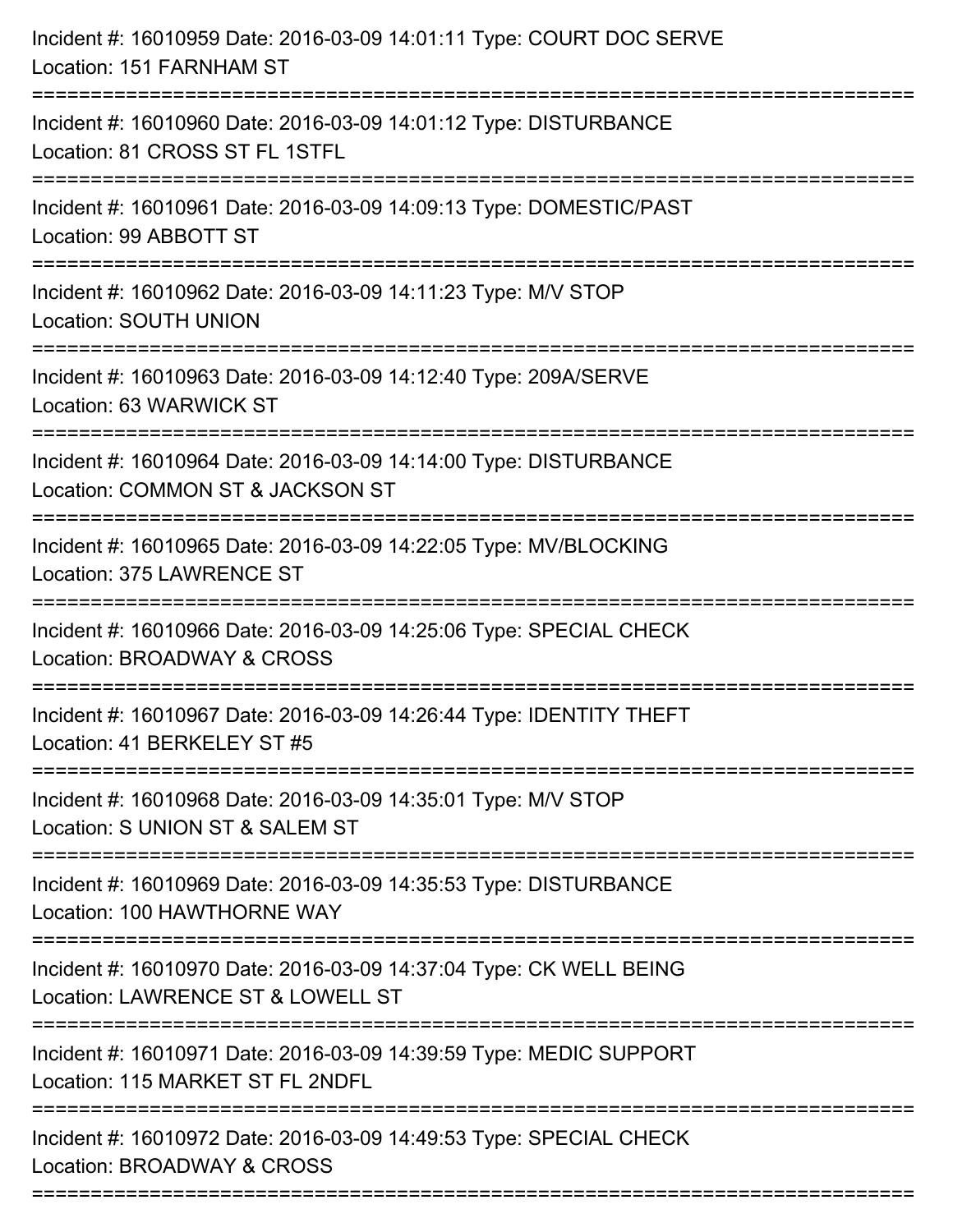Incident #: 16010959 Date: 2016-03-09 14:01:11 Type: COURT DOC SERVE
Location: 151 FARNHAM ST

===========================================================================

Incident #: 16010960 Date: 2016-03-09 14:01:12 Type: DISTURBANCE
Location: 81 CROSS ST FL 1STFL

===========================================================================

Incident #: 16010961 Date: 2016-03-09 14:09:13 Type: DOMESTIC/PAST
Location: 99 ABBOTT ST

===========================================================================

Incident #: 16010962 Date: 2016-03-09 14:11:23 Type: M/V STOP
Location: SOUTH UNION

===========================================================================

Incident #: 16010963 Date: 2016-03-09 14:12:40 Type: 209A/SERVE
Location: 63 WARWICK ST

===========================================================================

Incident #: 16010964 Date: 2016-03-09 14:14:00 Type: DISTURBANCE
Location: COMMON ST & JACKSON ST

===========================================================================

Incident #: 16010965 Date: 2016-03-09 14:22:05 Type: MV/BLOCKING
Location: 375 LAWRENCE ST

===========================================================================

Incident #: 16010966 Date: 2016-03-09 14:25:06 Type: SPECIAL CHECK
Location: BROADWAY & CROSS

===========================================================================

Incident #: 16010967 Date: 2016-03-09 14:26:44 Type: IDENTITY THEFT
Location: 41 BERKELEY ST #5

===========================================================================

Incident #: 16010968 Date: 2016-03-09 14:35:01 Type: M/V STOP
Location: S UNION ST & SALEM ST

===========================================================================

Incident #: 16010969 Date: 2016-03-09 14:35:53 Type: DISTURBANCE
Location: 100 HAWTHORNE WAY

===========================================================================

Incident #: 16010970 Date: 2016-03-09 14:37:04 Type: CK WELL BEING
Location: LAWRENCE ST & LOWELL ST

===========================================================================

Incident #: 16010971 Date: 2016-03-09 14:39:59 Type: MEDIC SUPPORT
Location: 115 MARKET ST FL 2NDFL

===========================================================================

Incident #: 16010972 Date: 2016-03-09 14:49:53 Type: SPECIAL CHECK
Location: BROADWAY & CROSS

===========================================================================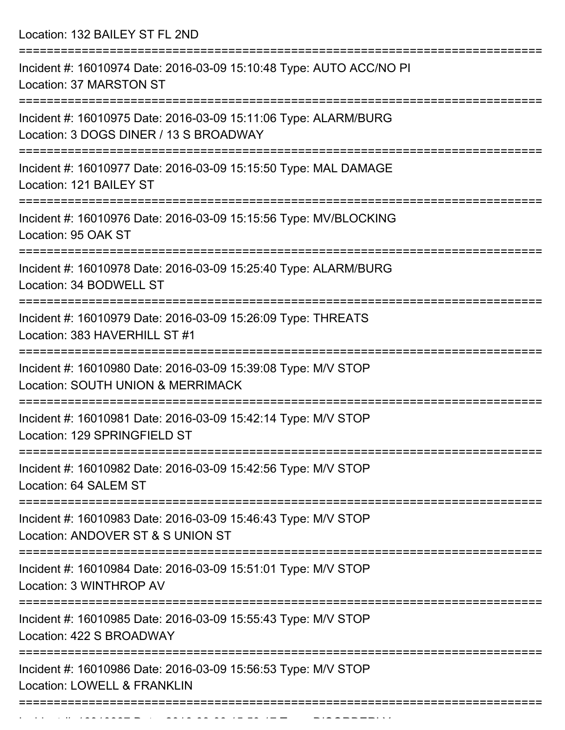Location: 132 BAILEY ST FL 2ND

===========================================================================

Incident #: 16010974 Date: 2016-03-09 15:10:48 Type: AUTO ACC/NO PI

Location: 37 MARSTON ST

===========================================================================

Incident #: 16010975 Date: 2016-03-09 15:11:06 Type: ALARM/BURG

Location: 3 DOGS DINER / 13 S BROADWAY

===========================================================================

Incident #: 16010977 Date: 2016-03-09 15:15:50 Type: MAL DAMAGE

Location: 121 BAILEY ST

===========================================================================

Incident #: 16010976 Date: 2016-03-09 15:15:56 Type: MV/BLOCKING

Location: 95 OAK ST

===========================================================================

Incident #: 16010978 Date: 2016-03-09 15:25:40 Type: ALARM/BURG

Location: 34 BODWELL ST

===========================================================================

Incident #: 16010979 Date: 2016-03-09 15:26:09 Type: THREATS

Location: 383 HAVERHILL ST #1

===========================================================================

Incident #: 16010980 Date: 2016-03-09 15:39:08 Type: M/V STOP

Location: SOUTH UNION & MERRIMACK

===========================================================================

Incident #: 16010981 Date: 2016-03-09 15:42:14 Type: M/V STOP

Location: 129 SPRINGFIELD ST

===========================================================================

Incident #: 16010982 Date: 2016-03-09 15:42:56 Type: M/V STOP

Location: 64 SALEM ST

===========================================================================

Incident #: 16010983 Date: 2016-03-09 15:46:43 Type: M/V STOP

Location: ANDOVER ST & S UNION ST

===========================================================================

Incident #: 16010984 Date: 2016-03-09 15:51:01 Type: M/V STOP

Location: 3 WINTHROP AV

===========================================================================

Incident #: 16010985 Date: 2016-03-09 15:55:43 Type: M/V STOP

Location: 422 S BROADWAY

===========================================================================

Incident #: 16010986 Date: 2016-03-09 15:56:53 Type: M/V STOP

Location: LOWELL & FRANKLIN

===========================================================================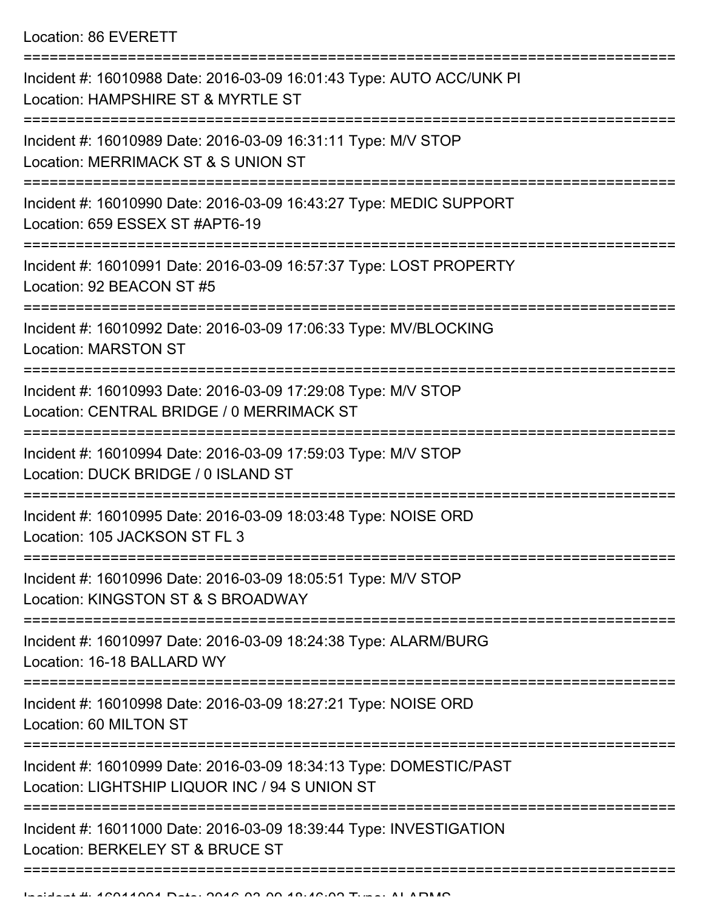Location: 86 EVERETT

===========================================================================

Incident #: 16010988 Date: 2016-03-09 16:01:43 Type: AUTO ACC/UNK PI
Location: HAMPSHIRE ST & MYRTLE ST

===========================================================================

Incident #: 16010989 Date: 2016-03-09 16:31:11 Type: M/V STOP
Location: MERRIMACK ST & S UNION ST

===========================================================================

Incident #: 16010990 Date: 2016-03-09 16:43:27 Type: MEDIC SUPPORT
Location: 659 ESSEX ST #APT6-19

===========================================================================

Incident #: 16010991 Date: 2016-03-09 16:57:37 Type: LOST PROPERTY
Location: 92 BEACON ST #5

===========================================================================

Incident #: 16010992 Date: 2016-03-09 17:06:33 Type: MV/BLOCKING
Location: MARSTON ST

===========================================================================

Incident #: 16010993 Date: 2016-03-09 17:29:08 Type: M/V STOP
Location: CENTRAL BRIDGE / 0 MERRIMACK ST

===========================================================================

Incident #: 16010994 Date: 2016-03-09 17:59:03 Type: M/V STOP
Location: DUCK BRIDGE / 0 ISLAND ST

===========================================================================

Incident #: 16010995 Date: 2016-03-09 18:03:48 Type: NOISE ORD
Location: 105 JACKSON ST FL 3

===========================================================================

Incident #: 16010996 Date: 2016-03-09 18:05:51 Type: M/V STOP
Location: KINGSTON ST & S BROADWAY

===========================================================================

Incident #: 16010997 Date: 2016-03-09 18:24:38 Type: ALARM/BURG
Location: 16-18 BALLARD WY

===========================================================================

Incident #: 16010998 Date: 2016-03-09 18:27:21 Type: NOISE ORD
Location: 60 MILTON ST

===========================================================================

Incident #: 16010999 Date: 2016-03-09 18:34:13 Type: DOMESTIC/PAST
Location: LIGHTSHIP LIQUOR INC / 94 S UNION ST

===========================================================================

Incident #: 16011000 Date: 2016-03-09 18:39:44 Type: INVESTIGATION
Location: BERKELEY ST & BRUCE ST

===========================================================================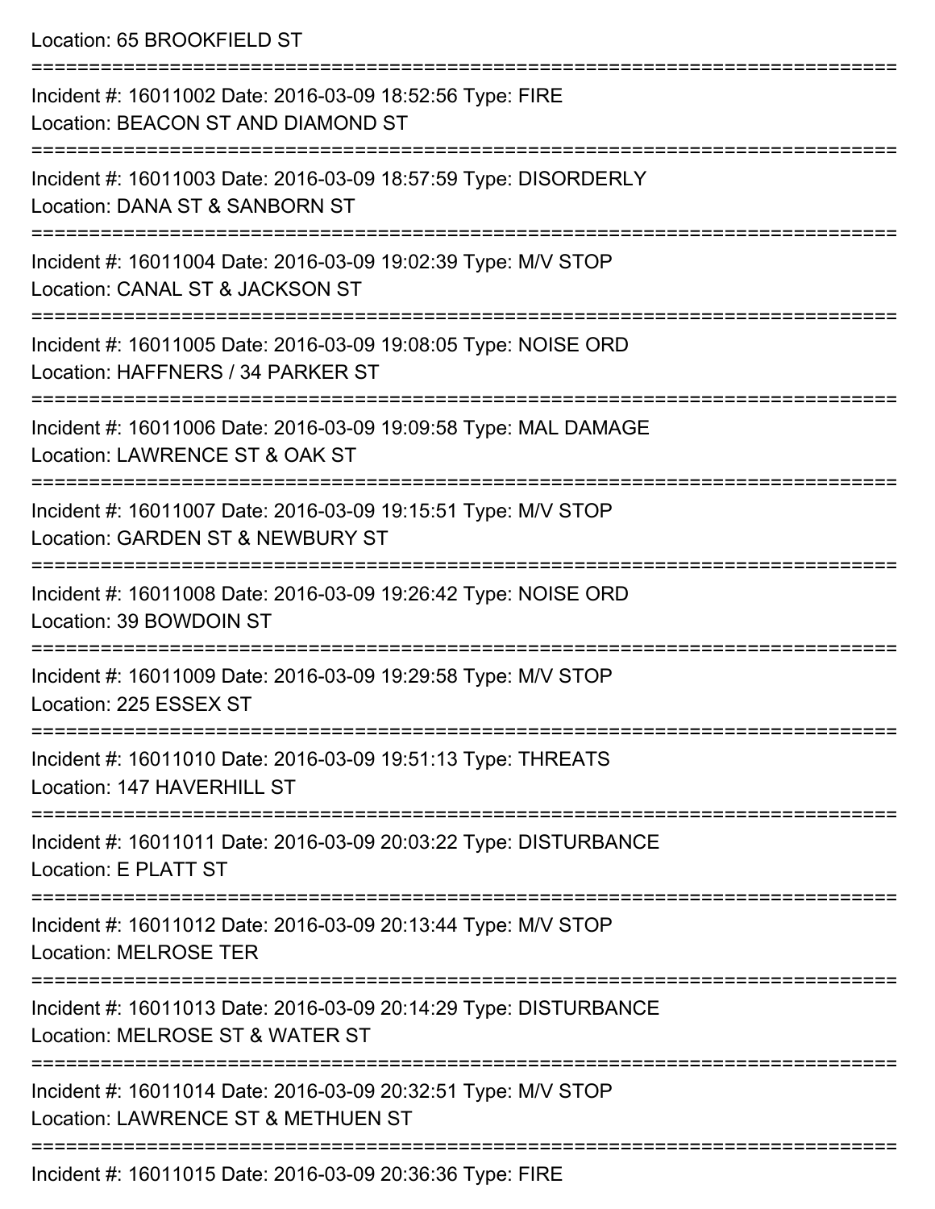Location: 65 BROOKFIELD ST

===========================================================================

Incident #: 16011002 Date: 2016-03-09 18:52:56 Type: FIRE
Location: BEACON ST AND DIAMOND ST

===========================================================================

Incident #: 16011003 Date: 2016-03-09 18:57:59 Type: DISORDERLY
Location: DANA ST & SANBORN ST

===========================================================================

Incident #: 16011004 Date: 2016-03-09 19:02:39 Type: M/V STOP
Location: CANAL ST & JACKSON ST

===========================================================================

Incident #: 16011005 Date: 2016-03-09 19:08:05 Type: NOISE ORD
Location: HAFFNERS / 34 PARKER ST

===========================================================================

Incident #: 16011006 Date: 2016-03-09 19:09:58 Type: MAL DAMAGE
Location: LAWRENCE ST & OAK ST

===========================================================================

Incident #: 16011007 Date: 2016-03-09 19:15:51 Type: M/V STOP
Location: GARDEN ST & NEWBURY ST

===========================================================================

Incident #: 16011008 Date: 2016-03-09 19:26:42 Type: NOISE ORD
Location: 39 BOWDOIN ST

===========================================================================

Incident #: 16011009 Date: 2016-03-09 19:29:58 Type: M/V STOP
Location: 225 ESSEX ST

===========================================================================

Incident #: 16011010 Date: 2016-03-09 19:51:13 Type: THREATS
Location: 147 HAVERHILL ST

===========================================================================

Incident #: 16011011 Date: 2016-03-09 20:03:22 Type: DISTURBANCE
Location: E PLATT ST

===========================================================================

Incident #: 16011012 Date: 2016-03-09 20:13:44 Type: M/V STOP
Location: MELROSE TER

===========================================================================

Incident #: 16011013 Date: 2016-03-09 20:14:29 Type: DISTURBANCE
Location: MELROSE ST & WATER ST

===========================================================================

Incident #: 16011014 Date: 2016-03-09 20:32:51 Type: M/V STOP
Location: LAWRENCE ST & METHUEN ST

===========================================================================

Incident #: 16011015 Date: 2016-03-09 20:36:36 Type: FIRE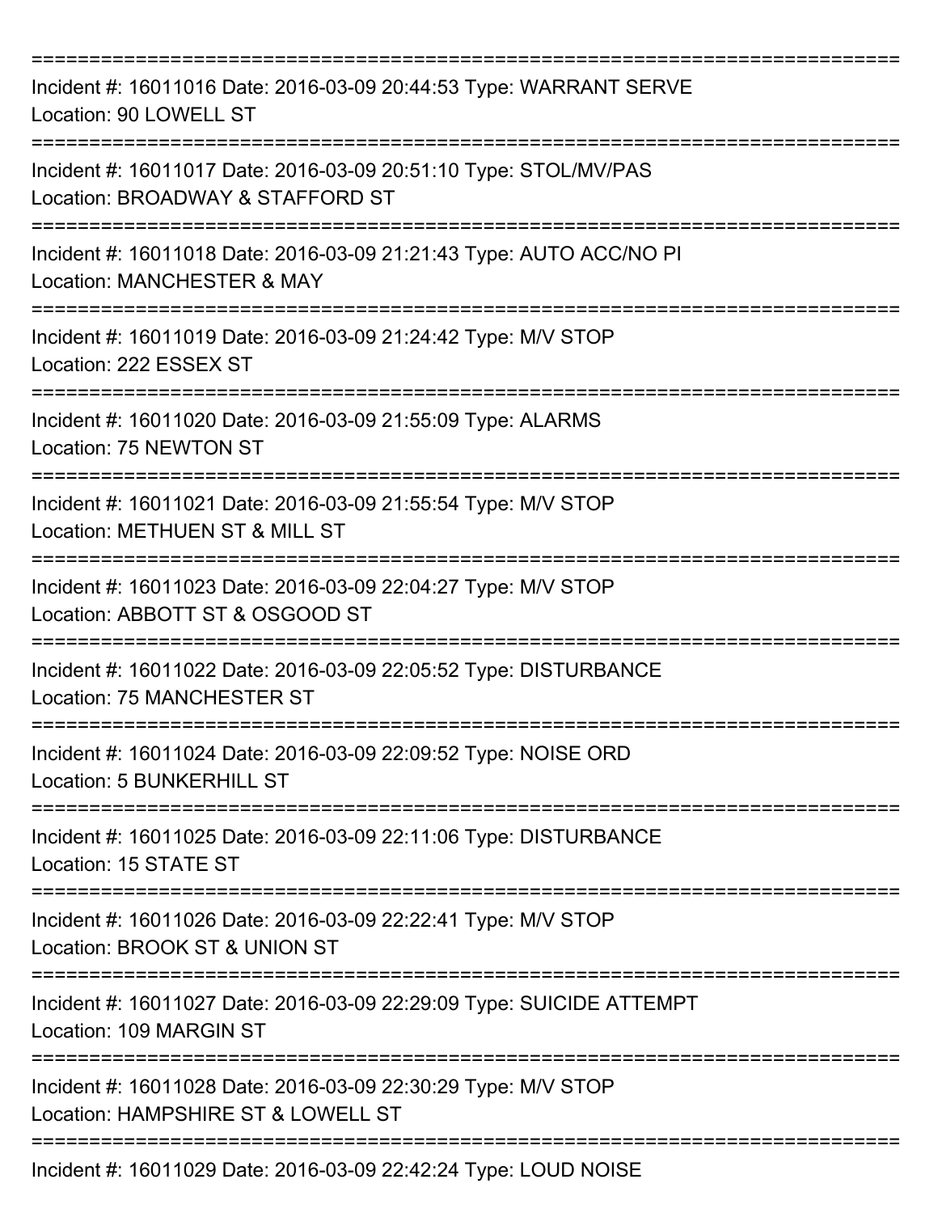===========================================================================
Incident #: 16011016 Date: 2016-03-09 20:44:53 Type: WARRANT SERVE
Location: 90 LOWELL ST
===========================================================================
Incident #: 16011017 Date: 2016-03-09 20:51:10 Type: STOL/MV/PAS
Location: BROADWAY & STAFFORD ST
===========================================================================
Incident #: 16011018 Date: 2016-03-09 21:21:43 Type: AUTO ACC/NO PI
Location: MANCHESTER & MAY
===========================================================================
Incident #: 16011019 Date: 2016-03-09 21:24:42 Type: M/V STOP
Location: 222 ESSEX ST
===========================================================================
Incident #: 16011020 Date: 2016-03-09 21:55:09 Type: ALARMS
Location: 75 NEWTON ST
===========================================================================
Incident #: 16011021 Date: 2016-03-09 21:55:54 Type: M/V STOP
Location: METHUEN ST & MILL ST
===========================================================================
Incident #: 16011023 Date: 2016-03-09 22:04:27 Type: M/V STOP
Location: ABBOTT ST & OSGOOD ST
===========================================================================
Incident #: 16011022 Date: 2016-03-09 22:05:52 Type: DISTURBANCE
Location: 75 MANCHESTER ST
===========================================================================
Incident #: 16011024 Date: 2016-03-09 22:09:52 Type: NOISE ORD
Location: 5 BUNKERHILL ST
===========================================================================
Incident #: 16011025 Date: 2016-03-09 22:11:06 Type: DISTURBANCE
Location: 15 STATE ST
===========================================================================
Incident #: 16011026 Date: 2016-03-09 22:22:41 Type: M/V STOP
Location: BROOK ST & UNION ST
===========================================================================
Incident #: 16011027 Date: 2016-03-09 22:29:09 Type: SUICIDE ATTEMPT
Location: 109 MARGIN ST
===========================================================================
Incident #: 16011028 Date: 2016-03-09 22:30:29 Type: M/V STOP
Location: HAMPSHIRE ST & LOWELL ST
===========================================================================
Incident #: 16011029 Date: 2016-03-09 22:42:24 Type: LOUD NOISE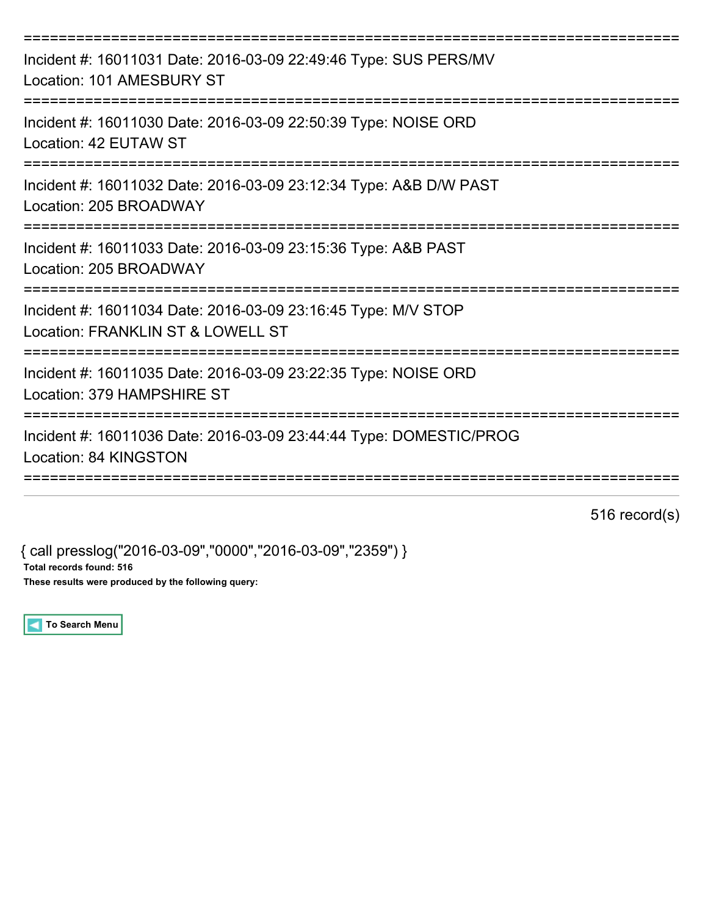===========================================================================

Incident #: 16011031 Date: 2016-03-09 22:49:46 Type: SUS PERS/MV
Location: 101 AMESBURY ST

===========================================================================

Incident #: 16011030 Date: 2016-03-09 22:50:39 Type: NOISE ORD
Location: 42 EUTAW ST

===========================================================================

Incident #: 16011032 Date: 2016-03-09 23:12:34 Type: A&B D/W PAST
Location: 205 BROADWAY

===========================================================================

Incident #: 16011033 Date: 2016-03-09 23:15:36 Type: A&B PAST
Location: 205 BROADWAY

===========================================================================

Incident #: 16011034 Date: 2016-03-09 23:16:45 Type: M/V STOP
Location: FRANKLIN ST & LOWELL ST

===========================================================================

Incident #: 16011035 Date: 2016-03-09 23:22:35 Type: NOISE ORD
Location: 379 HAMPSHIRE ST

===========================================================================

Incident #: 16011036 Date: 2016-03-09 23:44:44 Type: DOMESTIC/PROG
Location: 84 KINGSTON

===========================================================================

516 record(s)

{ call presslog("2016-03-09","0000","2016-03-09","2359") }

**Total records found: 516**

**These results were produced by the following query:**

To Search Menu